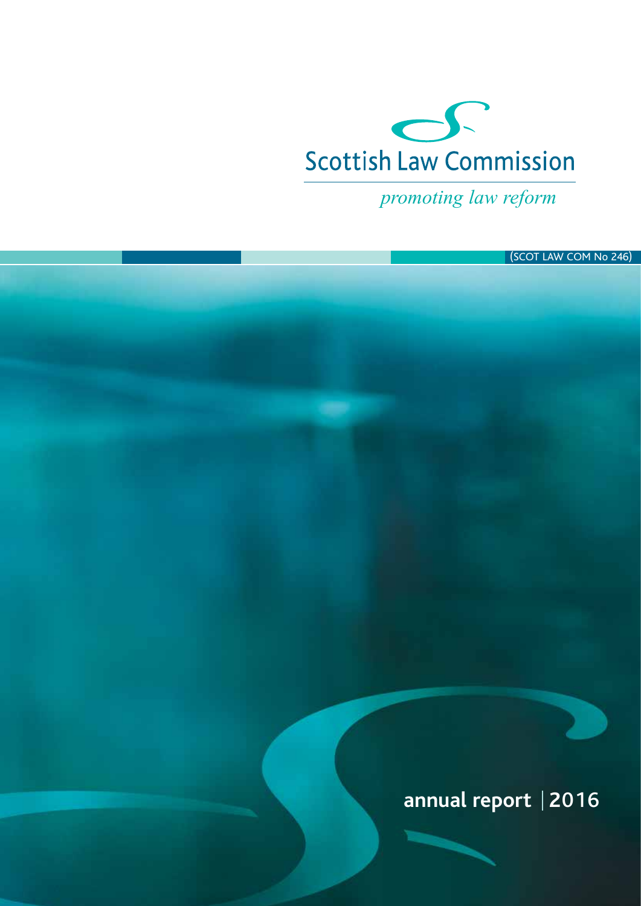# Scottish Law Commission

*promoting law reform*

(SCOT LAW COM No 246)

## annual report | 2016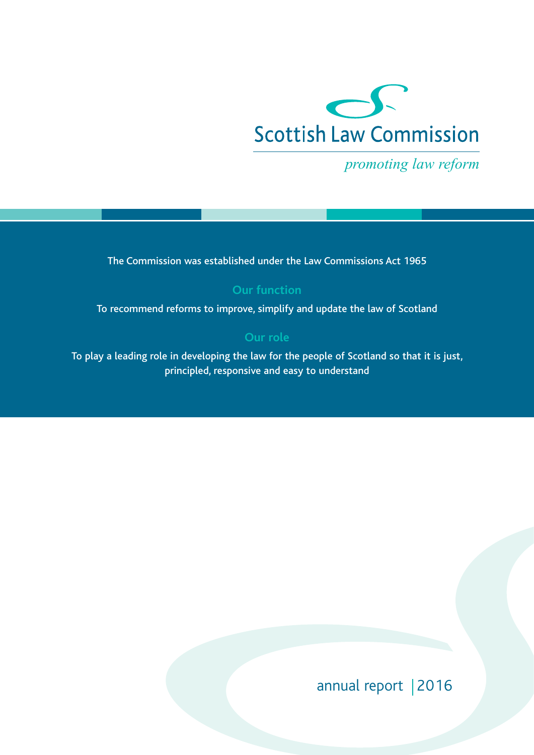# Scottish Law Commission

*promoting law reform*

The Commission was established under the Law Commissions Act 1965

## Our function

To recommend reforms to improve, simplify and update the law of Scotland

## Our role

To play a leading role in developing the law for the people of Scotland so that it is just, principled, responsive and easy to understand

annual report | 2016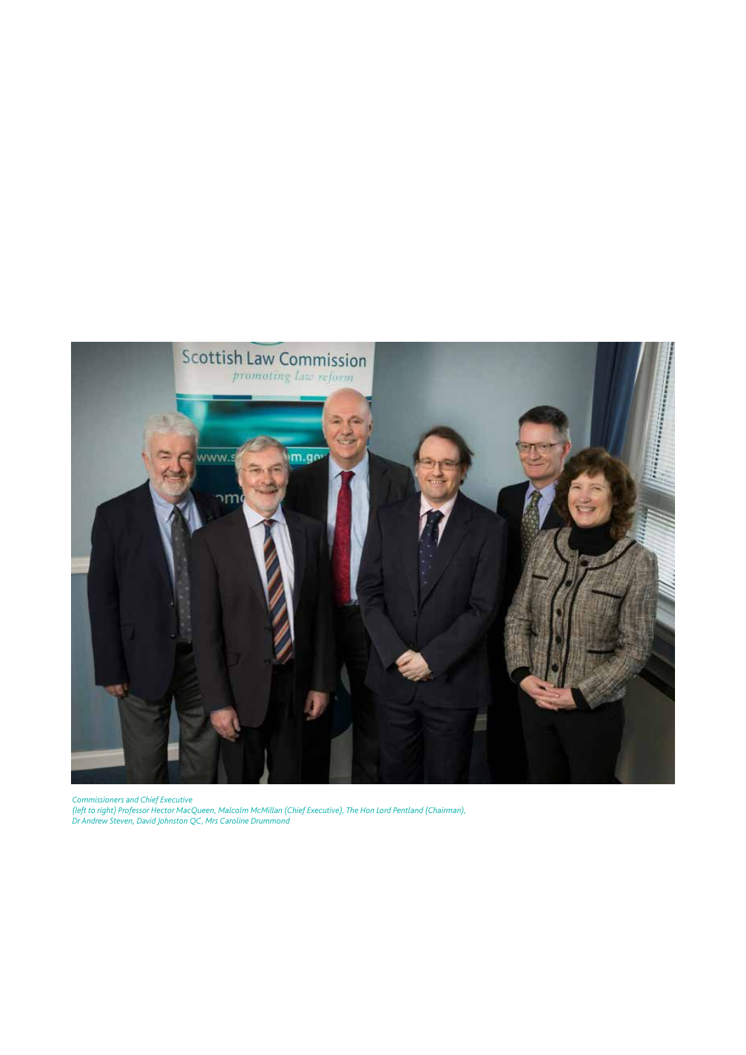*Commissioners and Chief Executive*
*(left to right) Professor Hector MacQueen, Malcolm McMillan (Chief Executive), The Hon Lord Pentland (Chairman), Dr Andrew Steven, David Johnston QC, Mrs Caroline Drummond*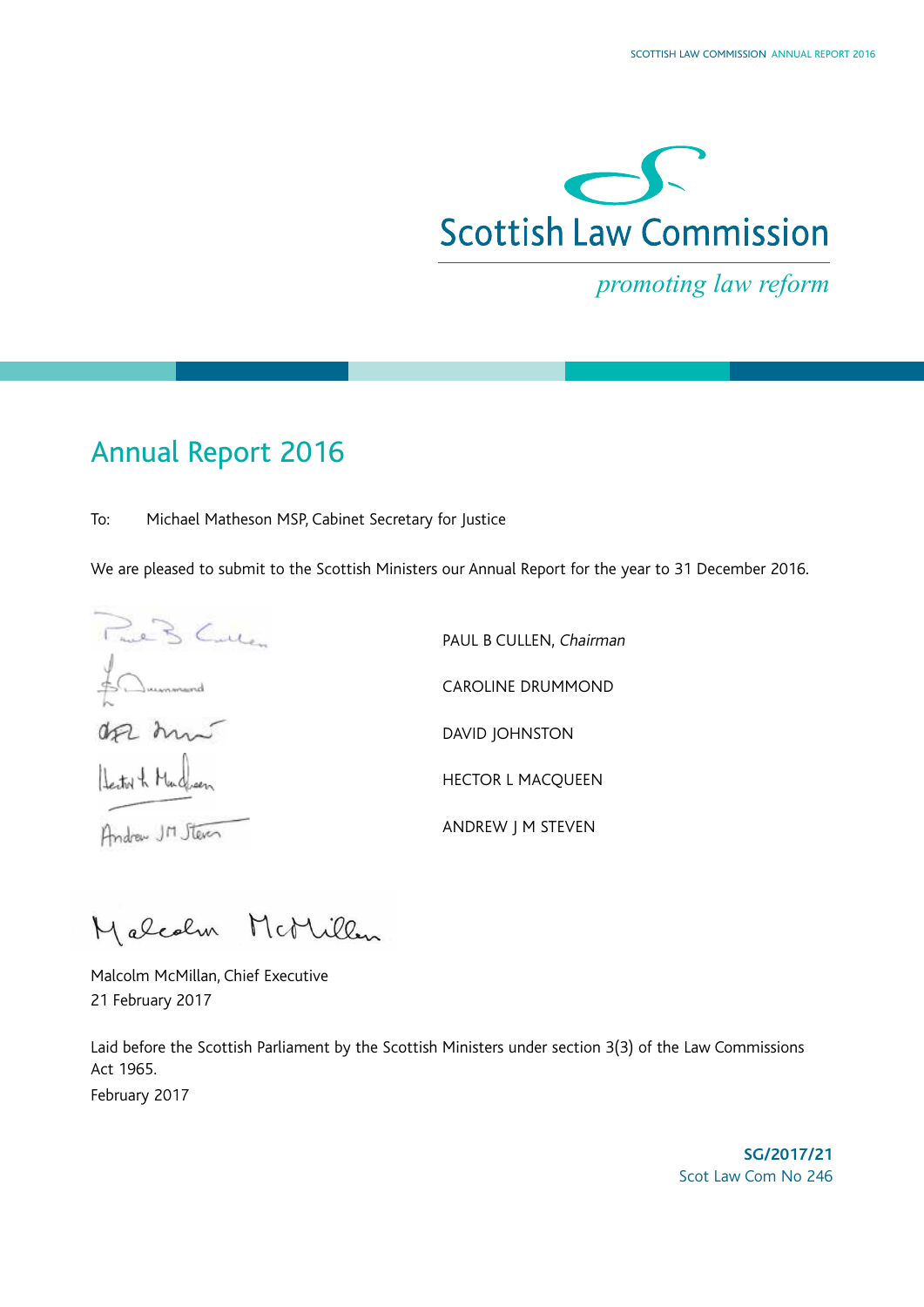Scottish Law Commission

*promoting law reform*

## Annual Report 2016

To: Michael Matheson MSP, Cabinet Secretary for Justice

We are pleased to submit to the Scottish Ministers our Annual Report for the year to 31 December 2016.

PAUL B CULLEN, *Chairman*

CAROLINE DRUMMOND

DAVID JOHNSTON

HECTOR L MACQUEEN

ANDREW J M STEVEN

Malcolm McMillan, Chief Executive
21 February 2017

Laid before the Scottish Parliament by the Scottish Ministers under section 3(3) of the Law Commissions Act 1965.
February 2017

**SG/2017/21**
Scot Law Com No 246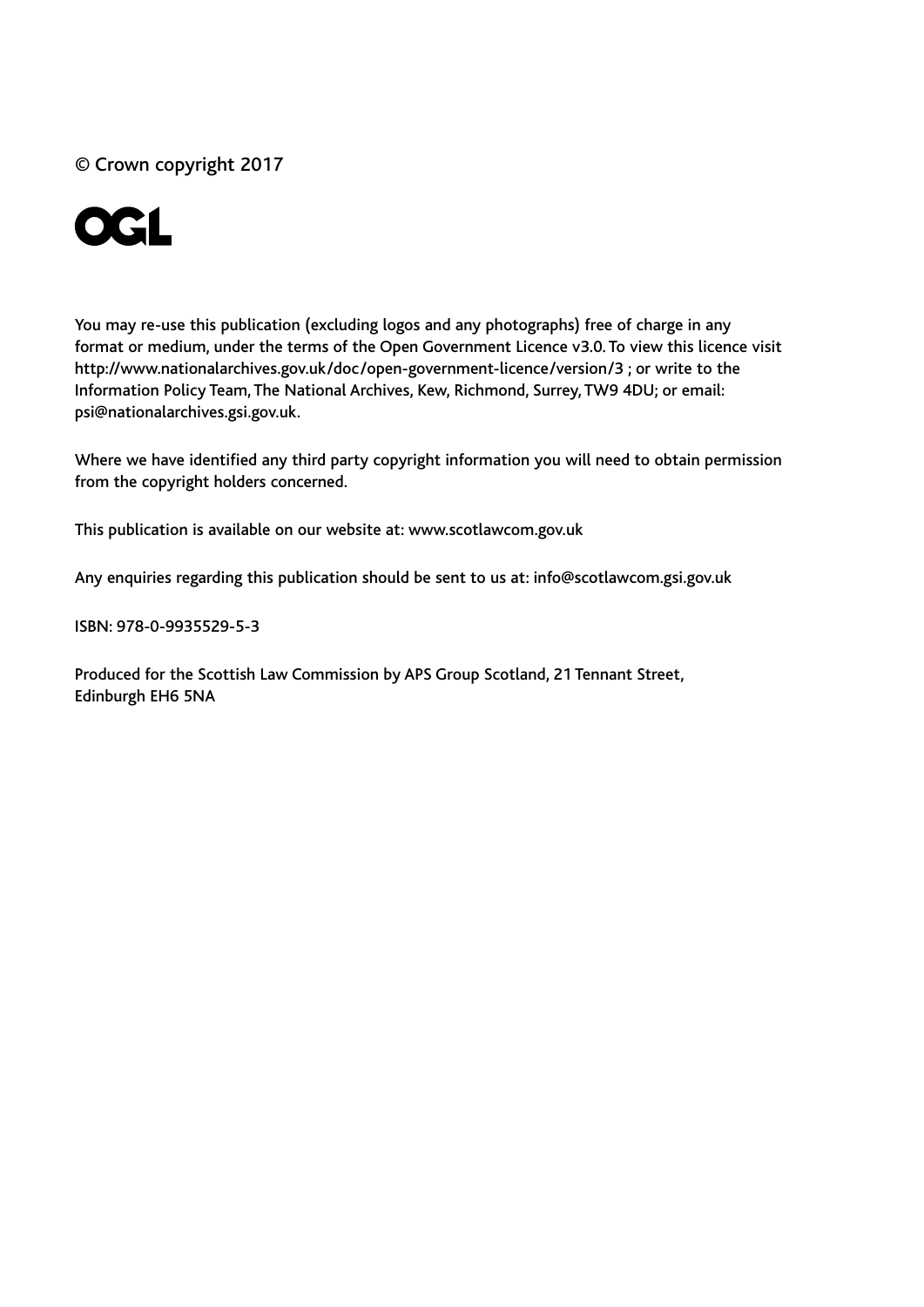© Crown copyright 2017

OGL

You may re-use this publication (excluding logos and any photographs) free of charge in any format or medium, under the terms of the Open Government Licence v3.0. To view this licence visit http://www.nationalarchives.gov.uk/doc/open-government-licence/version/3 ; or write to the Information Policy Team, The National Archives, Kew, Richmond, Surrey, TW9 4DU; or email: psi@nationalarchives.gsi.gov.uk.

Where we have identified any third party copyright information you will need to obtain permission from the copyright holders concerned.

This publication is available on our website at: www.scotlawcom.gov.uk

Any enquiries regarding this publication should be sent to us at: info@scotlawcom.gsi.gov.uk

ISBN: 978-0-9935529-5-3

Produced for the Scottish Law Commission by APS Group Scotland, 21 Tennant Street, Edinburgh EH6 5NA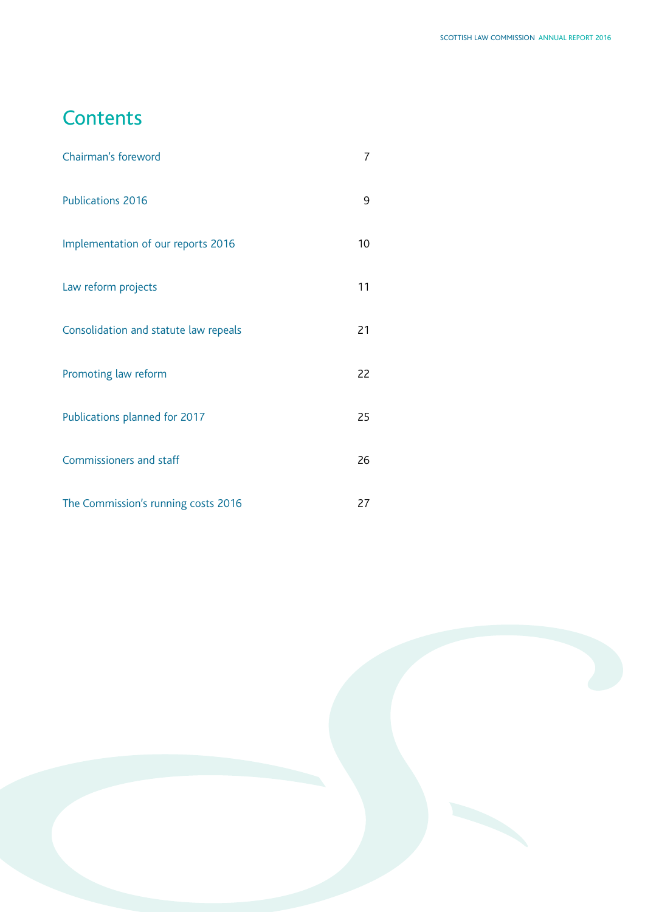# Contents

| | |
|---|---|
| Chairman's foreword | 7 |
| Publications 2016 | 9 |
| Implementation of our reports 2016 | 10 |
| Law reform projects | 11 |
| Consolidation and statute law repeals | 21 |
| Promoting law reform | 22 |
| Publications planned for 2017 | 25 |
| Commissioners and staff | 26 |
| The Commission's running costs 2016 | 27 |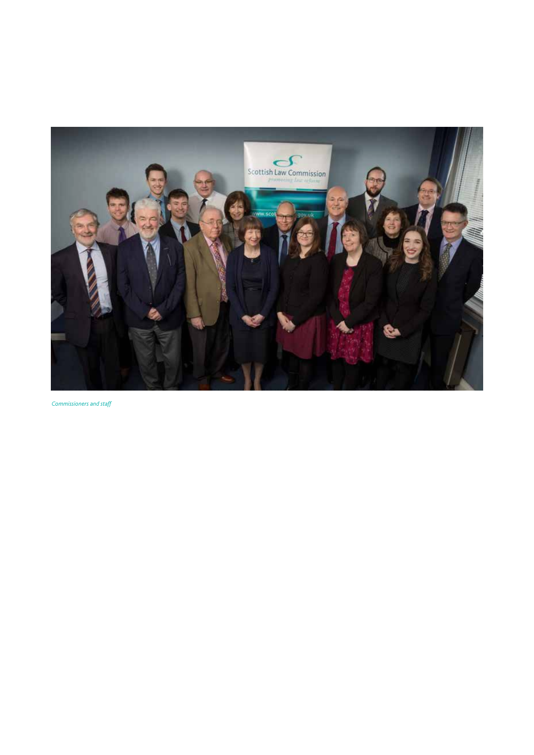*Commissioners and staff*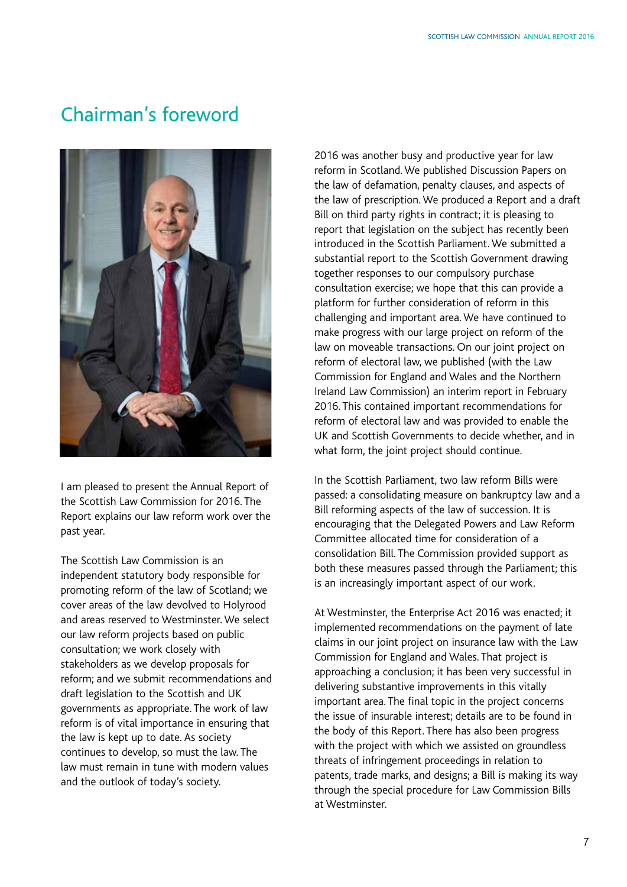# Chairman's foreword

I am pleased to present the Annual Report of the Scottish Law Commission for 2016. The Report explains our law reform work over the past year.

The Scottish Law Commission is an independent statutory body responsible for promoting reform of the law of Scotland; we cover areas of the law devolved to Holyrood and areas reserved to Westminster. We select our law reform projects based on public consultation; we work closely with stakeholders as we develop proposals for reform; and we submit recommendations and draft legislation to the Scottish and UK governments as appropriate. The work of law reform is of vital importance in ensuring that the law is kept up to date. As society continues to develop, so must the law. The law must remain in tune with modern values and the outlook of today's society.

2016 was another busy and productive year for law reform in Scotland. We published Discussion Papers on the law of defamation, penalty clauses, and aspects of the law of prescription. We produced a Report and a draft Bill on third party rights in contract; it is pleasing to report that legislation on the subject has recently been introduced in the Scottish Parliament. We submitted a substantial report to the Scottish Government drawing together responses to our compulsory purchase consultation exercise; we hope that this can provide a platform for further consideration of reform in this challenging and important area. We have continued to make progress with our large project on reform of the law on moveable transactions. On our joint project on reform of electoral law, we published (with the Law Commission for England and Wales and the Northern Ireland Law Commission) an interim report in February 2016. This contained important recommendations for reform of electoral law and was provided to enable the UK and Scottish Governments to decide whether, and in what form, the joint project should continue.

In the Scottish Parliament, two law reform Bills were passed: a consolidating measure on bankruptcy law and a Bill reforming aspects of the law of succession. It is encouraging that the Delegated Powers and Law Reform Committee allocated time for consideration of a consolidation Bill. The Commission provided support as both these measures passed through the Parliament; this is an increasingly important aspect of our work.

At Westminster, the Enterprise Act 2016 was enacted; it implemented recommendations on the payment of late claims in our joint project on insurance law with the Law Commission for England and Wales. That project is approaching a conclusion; it has been very successful in delivering substantive improvements in this vitally important area. The final topic in the project concerns the issue of insurable interest; details are to be found in the body of this Report. There has also been progress with the project with which we assisted on groundless threats of infringement proceedings in relation to patents, trade marks, and designs; a Bill is making its way through the special procedure for Law Commission Bills at Westminster.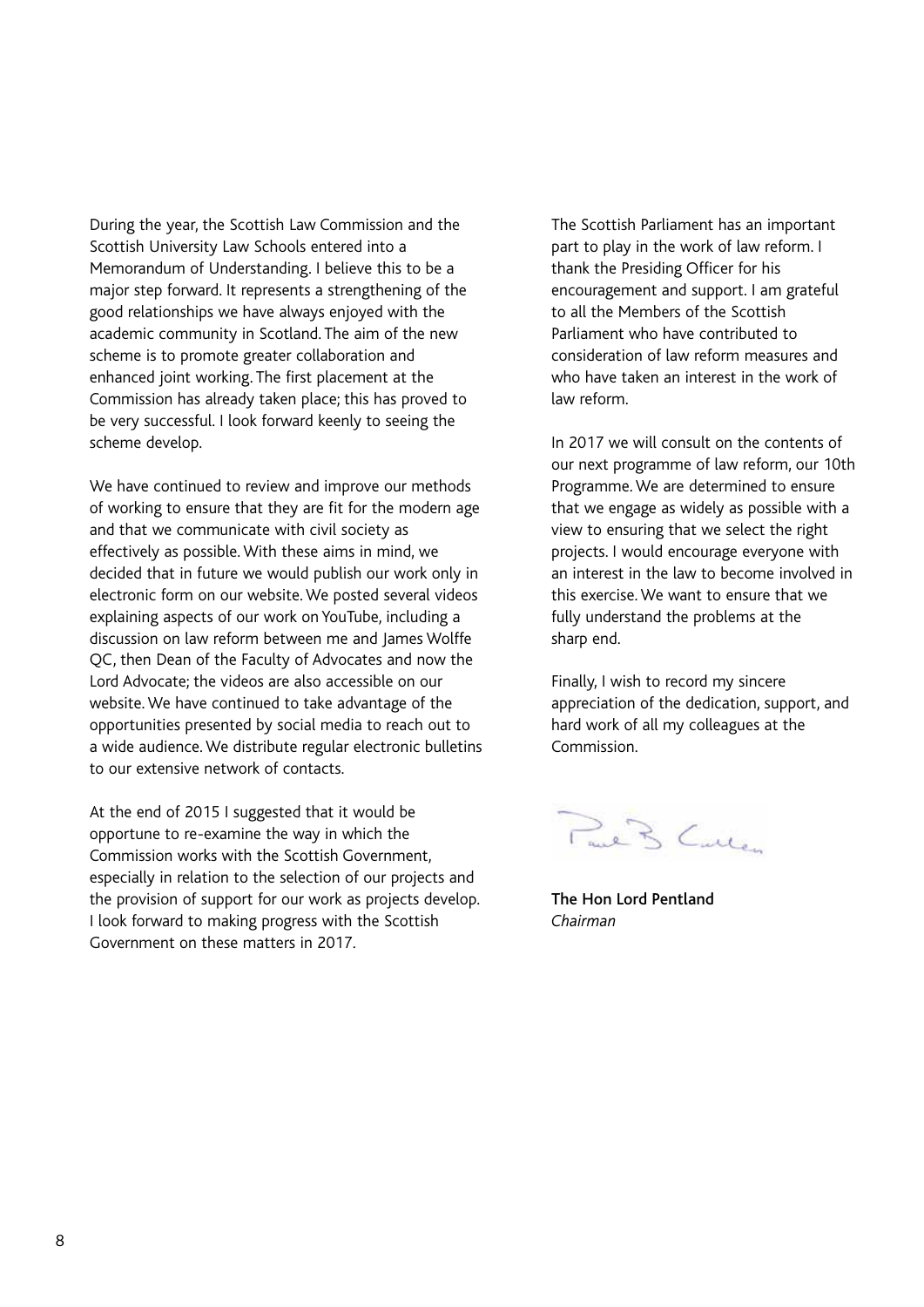During the year, the Scottish Law Commission and the Scottish University Law Schools entered into a Memorandum of Understanding. I believe this to be a major step forward. It represents a strengthening of the good relationships we have always enjoyed with the academic community in Scotland. The aim of the new scheme is to promote greater collaboration and enhanced joint working. The first placement at the Commission has already taken place; this has proved to be very successful. I look forward keenly to seeing the scheme develop.

We have continued to review and improve our methods of working to ensure that they are fit for the modern age and that we communicate with civil society as effectively as possible. With these aims in mind, we decided that in future we would publish our work only in electronic form on our website. We posted several videos explaining aspects of our work on YouTube, including a discussion on law reform between me and James Wolffe QC, then Dean of the Faculty of Advocates and now the Lord Advocate; the videos are also accessible on our website. We have continued to take advantage of the opportunities presented by social media to reach out to a wide audience. We distribute regular electronic bulletins to our extensive network of contacts.

At the end of 2015 I suggested that it would be opportune to re-examine the way in which the Commission works with the Scottish Government, especially in relation to the selection of our projects and the provision of support for our work as projects develop. I look forward to making progress with the Scottish Government on these matters in 2017.

The Scottish Parliament has an important part to play in the work of law reform. I thank the Presiding Officer for his encouragement and support. I am grateful to all the Members of the Scottish Parliament who have contributed to consideration of law reform measures and who have taken an interest in the work of law reform.

In 2017 we will consult on the contents of our next programme of law reform, our 10th Programme. We are determined to ensure that we engage as widely as possible with a view to ensuring that we select the right projects. I would encourage everyone with an interest in the law to become involved in this exercise. We want to ensure that we fully understand the problems at the sharp end.

Finally, I wish to record my sincere appreciation of the dedication, support, and hard work of all my colleagues at the Commission.

**The Hon Lord Pentland**
*Chairman*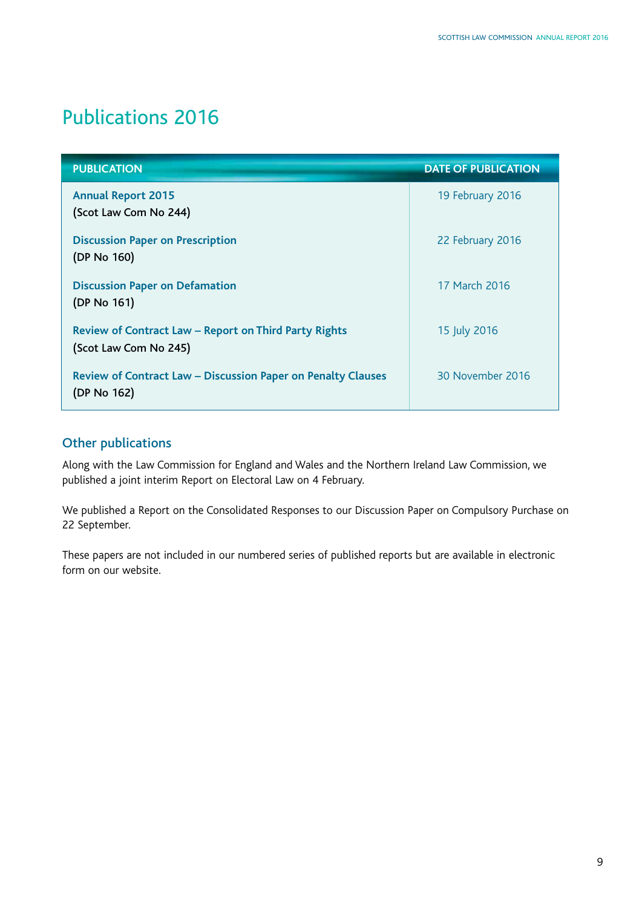# Publications 2016

| PUBLICATION | DATE OF PUBLICATION |
|---|---|
| **Annual Report 2015** (Scot Law Com No 244) | 19 February 2016 |
| **Discussion Paper on Prescription** (DP No 160) | 22 February 2016 |
| **Discussion Paper on Defamation** (DP No 161) | 17 March 2016 |
| **Review of Contract Law – Report on Third Party Rights** (Scot Law Com No 245) | 15 July 2016 |
| **Review of Contract Law – Discussion Paper on Penalty Clauses** (DP No 162) | 30 November 2016 |

## Other publications

Along with the Law Commission for England and Wales and the Northern Ireland Law Commission, we published a joint interim Report on Electoral Law on 4 February.

We published a Report on the Consolidated Responses to our Discussion Paper on Compulsory Purchase on 22 September.

These papers are not included in our numbered series of published reports but are available in electronic form on our website.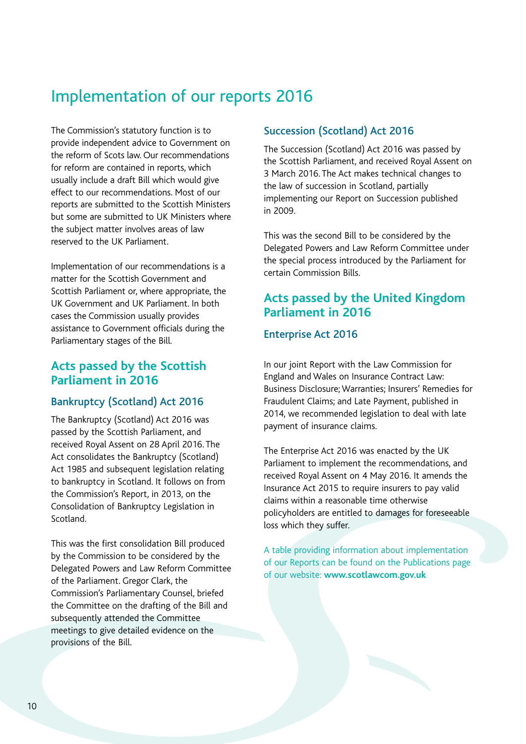# Implementation of our reports 2016

The Commission's statutory function is to provide independent advice to Government on the reform of Scots law. Our recommendations for reform are contained in reports, which usually include a draft Bill which would give effect to our recommendations. Most of our reports are submitted to the Scottish Ministers but some are submitted to UK Ministers where the subject matter involves areas of law reserved to the UK Parliament.

Implementation of our recommendations is a matter for the Scottish Government and Scottish Parliament or, where appropriate, the UK Government and UK Parliament. In both cases the Commission usually provides assistance to Government officials during the Parliamentary stages of the Bill.

## Acts passed by the Scottish Parliament in 2016

### Bankruptcy (Scotland) Act 2016

The Bankruptcy (Scotland) Act 2016 was passed by the Scottish Parliament, and received Royal Assent on 28 April 2016. The Act consolidates the Bankruptcy (Scotland) Act 1985 and subsequent legislation relating to bankruptcy in Scotland. It follows on from the Commission's Report, in 2013, on the Consolidation of Bankruptcy Legislation in Scotland.

This was the first consolidation Bill produced by the Commission to be considered by the Delegated Powers and Law Reform Committee of the Parliament. Gregor Clark, the Commission's Parliamentary Counsel, briefed the Committee on the drafting of the Bill and subsequently attended the Committee meetings to give detailed evidence on the provisions of the Bill.

### Succession (Scotland) Act 2016

The Succession (Scotland) Act 2016 was passed by the Scottish Parliament, and received Royal Assent on 3 March 2016. The Act makes technical changes to the law of succession in Scotland, partially implementing our Report on Succession published in 2009.

This was the second Bill to be considered by the Delegated Powers and Law Reform Committee under the special process introduced by the Parliament for certain Commission Bills.

## Acts passed by the United Kingdom Parliament in 2016

### Enterprise Act 2016

In our joint Report with the Law Commission for England and Wales on Insurance Contract Law: Business Disclosure; Warranties; Insurers' Remedies for Fraudulent Claims; and Late Payment, published in 2014, we recommended legislation to deal with late payment of insurance claims.

The Enterprise Act 2016 was enacted by the UK Parliament to implement the recommendations, and received Royal Assent on 4 May 2016. It amends the Insurance Act 2015 to require insurers to pay valid claims within a reasonable time otherwise policyholders are entitled to damages for foreseeable loss which they suffer.

A table providing information about implementation of our Reports can be found on the Publications page of our website: **www.scotlawcom.gov.uk**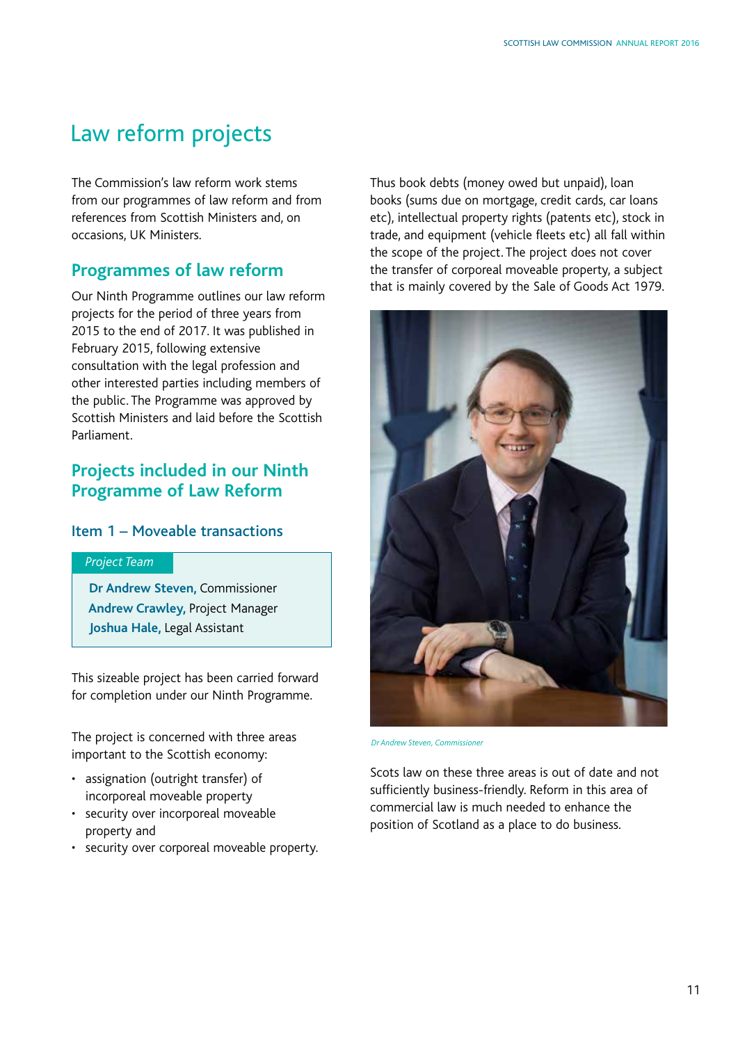# Law reform projects

The Commission's law reform work stems from our programmes of law reform and from references from Scottish Ministers and, on occasions, UK Ministers.

## Programmes of law reform

Our Ninth Programme outlines our law reform projects for the period of three years from 2015 to the end of 2017. It was published in February 2015, following extensive consultation with the legal profession and other interested parties including members of the public. The Programme was approved by Scottish Ministers and laid before the Scottish Parliament.

## Projects included in our Ninth Programme of Law Reform

### Item 1 – Moveable transactions

*Project Team*

**Dr Andrew Steven,** Commissioner
**Andrew Crawley,** Project Manager
**Joshua Hale,** Legal Assistant

This sizeable project has been carried forward for completion under our Ninth Programme.

The project is concerned with three areas important to the Scottish economy:

- assignation (outright transfer) of incorporeal moveable property
- security over incorporeal moveable property and
- security over corporeal moveable property.

Thus book debts (money owed but unpaid), loan books (sums due on mortgage, credit cards, car loans etc), intellectual property rights (patents etc), stock in trade, and equipment (vehicle fleets etc) all fall within the scope of the project. The project does not cover the transfer of corporeal moveable property, a subject that is mainly covered by the Sale of Goods Act 1979.

*Dr Andrew Steven, Commissioner*

Scots law on these three areas is out of date and not sufficiently business-friendly. Reform in this area of commercial law is much needed to enhance the position of Scotland as a place to do business.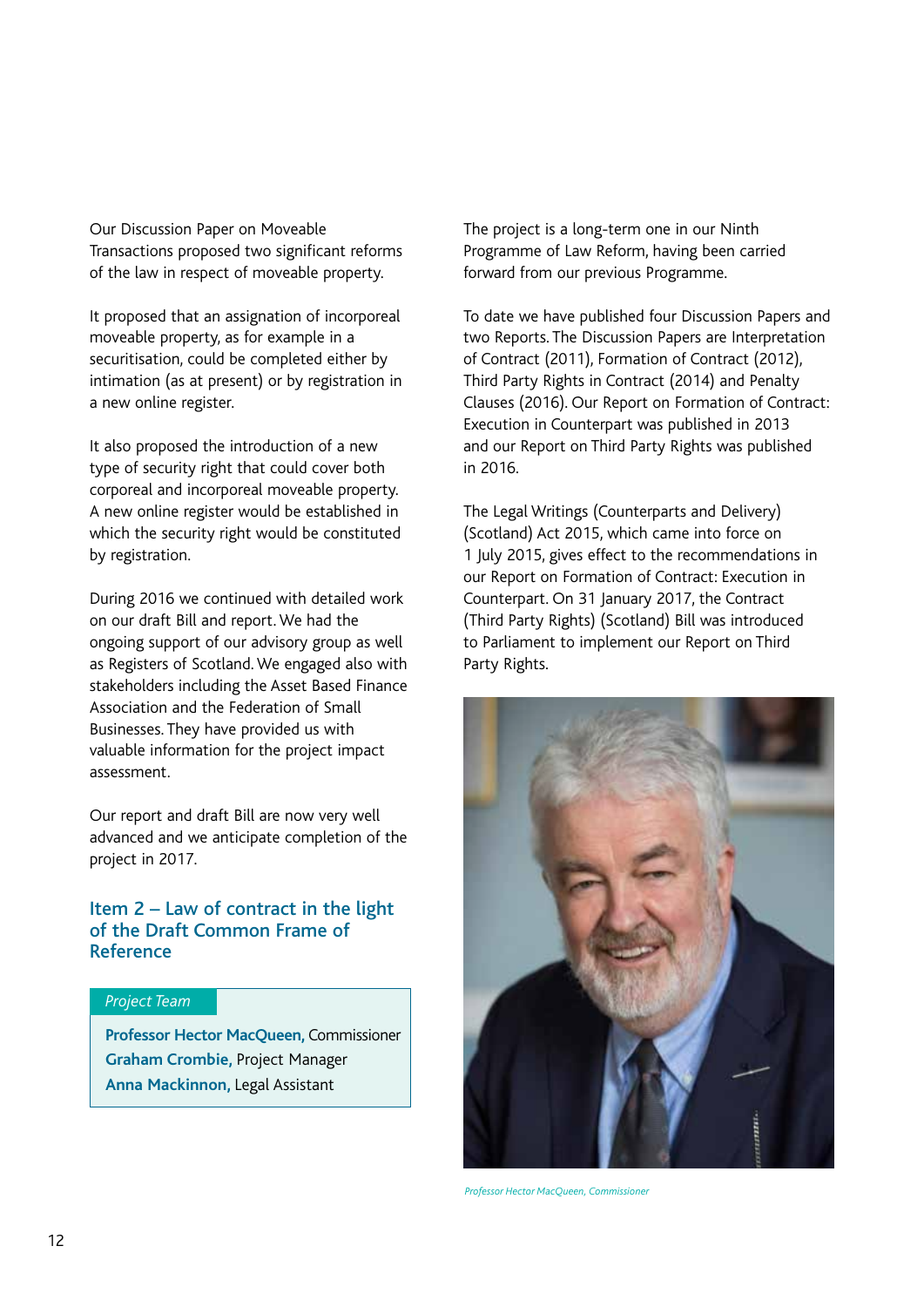Our Discussion Paper on Moveable Transactions proposed two significant reforms of the law in respect of moveable property.

It proposed that an assignation of incorporeal moveable property, as for example in a securitisation, could be completed either by intimation (as at present) or by registration in a new online register.

It also proposed the introduction of a new type of security right that could cover both corporeal and incorporeal moveable property. A new online register would be established in which the security right would be constituted by registration.

During 2016 we continued with detailed work on our draft Bill and report. We had the ongoing support of our advisory group as well as Registers of Scotland. We engaged also with stakeholders including the Asset Based Finance Association and the Federation of Small Businesses. They have provided us with valuable information for the project impact assessment.

Our report and draft Bill are now very well advanced and we anticipate completion of the project in 2017.

## Item 2 – Law of contract in the light of the Draft Common Frame of Reference

*Project Team*

**Professor Hector MacQueen,** Commissioner
**Graham Crombie,** Project Manager
**Anna Mackinnon,** Legal Assistant

The project is a long-term one in our Ninth Programme of Law Reform, having been carried forward from our previous Programme.

To date we have published four Discussion Papers and two Reports. The Discussion Papers are Interpretation of Contract (2011), Formation of Contract (2012), Third Party Rights in Contract (2014) and Penalty Clauses (2016). Our Report on Formation of Contract: Execution in Counterpart was published in 2013 and our Report on Third Party Rights was published in 2016.

The Legal Writings (Counterparts and Delivery) (Scotland) Act 2015, which came into force on 1 July 2015, gives effect to the recommendations in our Report on Formation of Contract: Execution in Counterpart. On 31 January 2017, the Contract (Third Party Rights) (Scotland) Bill was introduced to Parliament to implement our Report on Third Party Rights.

*Professor Hector MacQueen, Commissioner*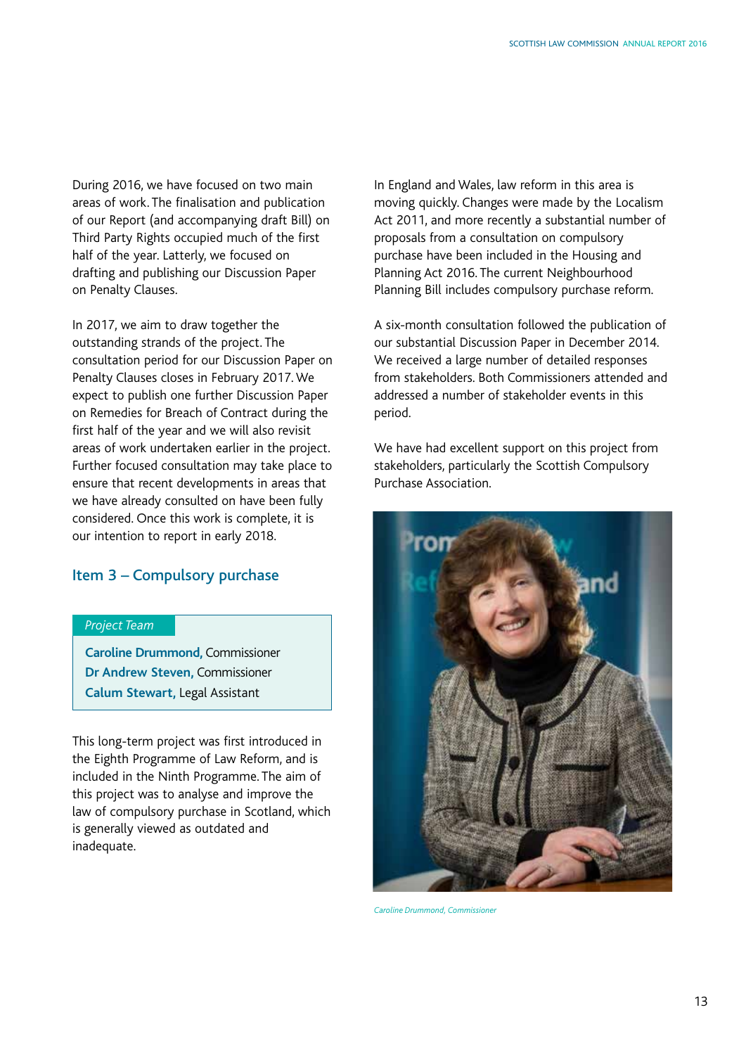During 2016, we have focused on two main areas of work. The finalisation and publication of our Report (and accompanying draft Bill) on Third Party Rights occupied much of the first half of the year. Latterly, we focused on drafting and publishing our Discussion Paper on Penalty Clauses.

In 2017, we aim to draw together the outstanding strands of the project. The consultation period for our Discussion Paper on Penalty Clauses closes in February 2017. We expect to publish one further Discussion Paper on Remedies for Breach of Contract during the first half of the year and we will also revisit areas of work undertaken earlier in the project. Further focused consultation may take place to ensure that recent developments in areas that we have already consulted on have been fully considered. Once this work is complete, it is our intention to report in early 2018.

## Item 3 – Compulsory purchase

*Project Team*

**Caroline Drummond,** Commissioner
**Dr Andrew Steven,** Commissioner
**Calum Stewart,** Legal Assistant

This long-term project was first introduced in the Eighth Programme of Law Reform, and is included in the Ninth Programme. The aim of this project was to analyse and improve the law of compulsory purchase in Scotland, which is generally viewed as outdated and inadequate.

In England and Wales, law reform in this area is moving quickly. Changes were made by the Localism Act 2011, and more recently a substantial number of proposals from a consultation on compulsory purchase have been included in the Housing and Planning Act 2016. The current Neighbourhood Planning Bill includes compulsory purchase reform.

A six-month consultation followed the publication of our substantial Discussion Paper in December 2014. We received a large number of detailed responses from stakeholders. Both Commissioners attended and addressed a number of stakeholder events in this period.

We have had excellent support on this project from stakeholders, particularly the Scottish Compulsory Purchase Association.

*Caroline Drummond, Commissioner*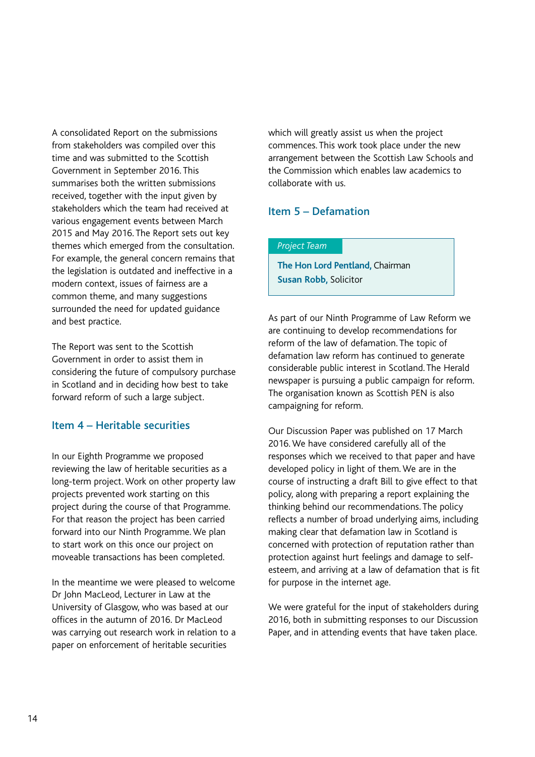A consolidated Report on the submissions from stakeholders was compiled over this time and was submitted to the Scottish Government in September 2016. This summarises both the written submissions received, together with the input given by stakeholders which the team had received at various engagement events between March 2015 and May 2016. The Report sets out key themes which emerged from the consultation. For example, the general concern remains that the legislation is outdated and ineffective in a modern context, issues of fairness are a common theme, and many suggestions surrounded the need for updated guidance and best practice.

The Report was sent to the Scottish Government in order to assist them in considering the future of compulsory purchase in Scotland and in deciding how best to take forward reform of such a large subject.

## Item 4 – Heritable securities

In our Eighth Programme we proposed reviewing the law of heritable securities as a long-term project. Work on other property law projects prevented work starting on this project during the course of that Programme. For that reason the project has been carried forward into our Ninth Programme. We plan to start work on this once our project on moveable transactions has been completed.

In the meantime we were pleased to welcome Dr John MacLeod, Lecturer in Law at the University of Glasgow, who was based at our offices in the autumn of 2016. Dr MacLeod was carrying out research work in relation to a paper on enforcement of heritable securities which will greatly assist us when the project commences. This work took place under the new arrangement between the Scottish Law Schools and the Commission which enables law academics to collaborate with us.

## Item 5 – Defamation

*Project Team*

**The Hon Lord Pentland,** Chairman
**Susan Robb,** Solicitor

As part of our Ninth Programme of Law Reform we are continuing to develop recommendations for reform of the law of defamation. The topic of defamation law reform has continued to generate considerable public interest in Scotland. The Herald newspaper is pursuing a public campaign for reform. The organisation known as Scottish PEN is also campaigning for reform.

Our Discussion Paper was published on 17 March 2016. We have considered carefully all of the responses which we received to that paper and have developed policy in light of them. We are in the course of instructing a draft Bill to give effect to that policy, along with preparing a report explaining the thinking behind our recommendations. The policy reflects a number of broad underlying aims, including making clear that defamation law in Scotland is concerned with protection of reputation rather than protection against hurt feelings and damage to self-esteem, and arriving at a law of defamation that is fit for purpose in the internet age.

We were grateful for the input of stakeholders during 2016, both in submitting responses to our Discussion Paper, and in attending events that have taken place.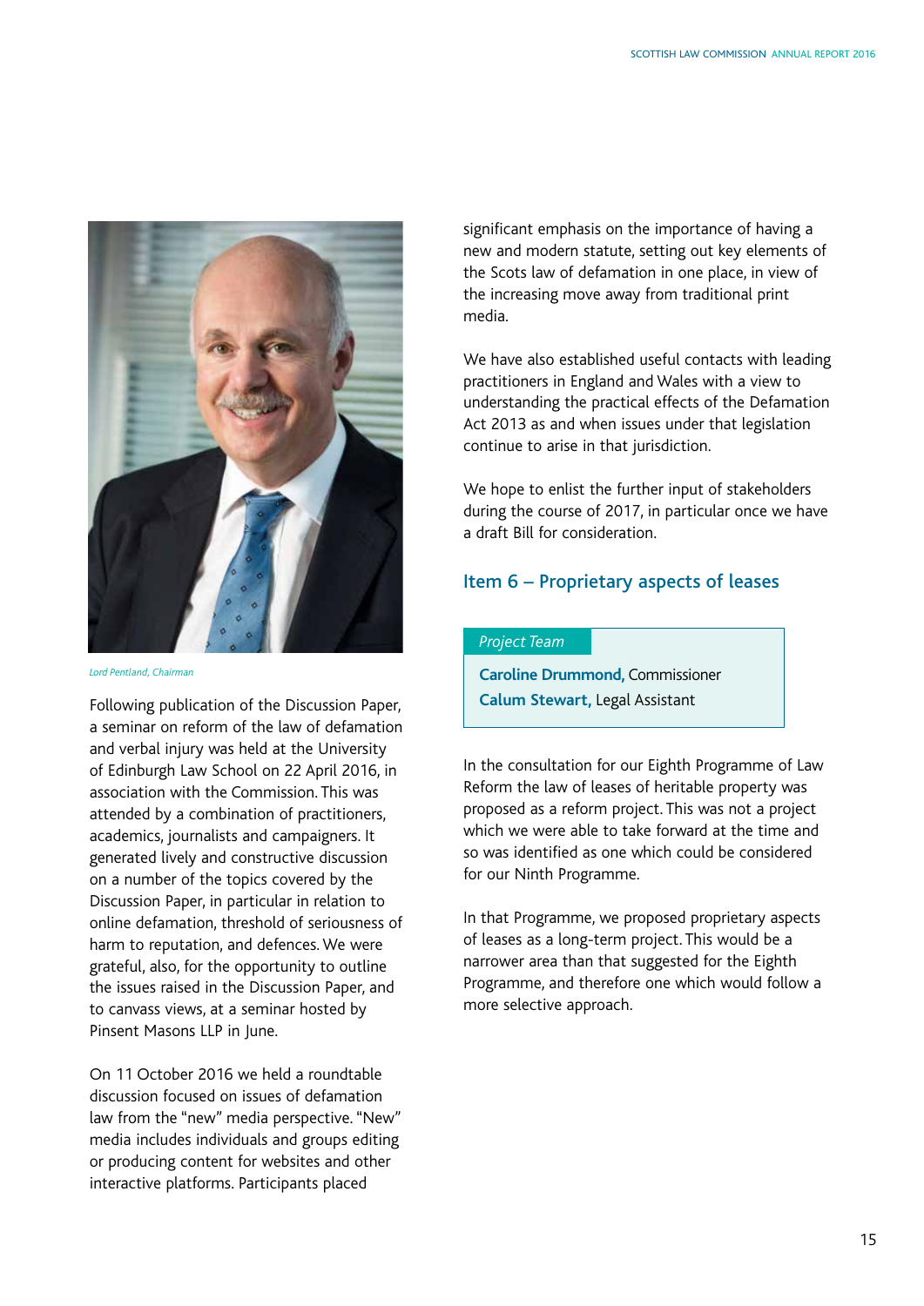*Lord Pentland, Chairman*

Following publication of the Discussion Paper, a seminar on reform of the law of defamation and verbal injury was held at the University of Edinburgh Law School on 22 April 2016, in association with the Commission. This was attended by a combination of practitioners, academics, journalists and campaigners. It generated lively and constructive discussion on a number of the topics covered by the Discussion Paper, in particular in relation to online defamation, threshold of seriousness of harm to reputation, and defences. We were grateful, also, for the opportunity to outline the issues raised in the Discussion Paper, and to canvass views, at a seminar hosted by Pinsent Masons LLP in June.

On 11 October 2016 we held a roundtable discussion focused on issues of defamation law from the "new" media perspective. "New" media includes individuals and groups editing or producing content for websites and other interactive platforms. Participants placed significant emphasis on the importance of having a new and modern statute, setting out key elements of the Scots law of defamation in one place, in view of the increasing move away from traditional print media.

We have also established useful contacts with leading practitioners in England and Wales with a view to understanding the practical effects of the Defamation Act 2013 as and when issues under that legislation continue to arise in that jurisdiction.

We hope to enlist the further input of stakeholders during the course of 2017, in particular once we have a draft Bill for consideration.

## Item 6 – Proprietary aspects of leases

*Project Team*

**Caroline Drummond,** Commissioner
**Calum Stewart,** Legal Assistant

In the consultation for our Eighth Programme of Law Reform the law of leases of heritable property was proposed as a reform project. This was not a project which we were able to take forward at the time and so was identified as one which could be considered for our Ninth Programme.

In that Programme, we proposed proprietary aspects of leases as a long-term project. This would be a narrower area than that suggested for the Eighth Programme, and therefore one which would follow a more selective approach.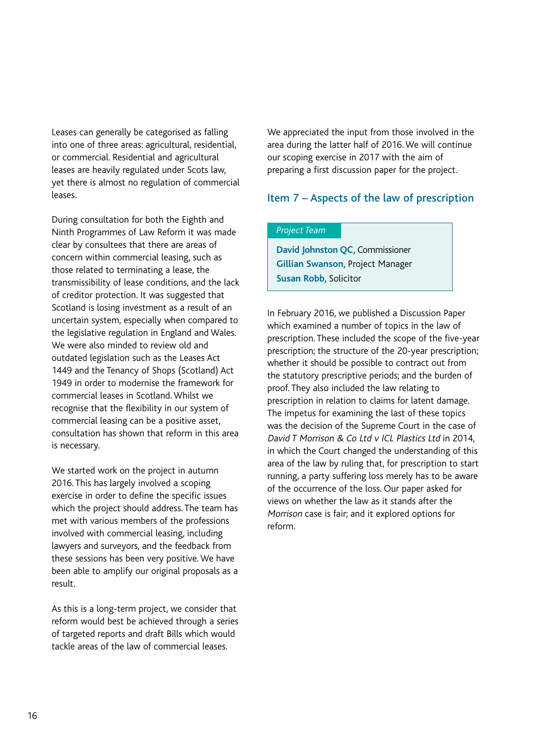Leases can generally be categorised as falling into one of three areas: agricultural, residential, or commercial. Residential and agricultural leases are heavily regulated under Scots law, yet there is almost no regulation of commercial leases.

During consultation for both the Eighth and Ninth Programmes of Law Reform it was made clear by consultees that there are areas of concern within commercial leasing, such as those related to terminating a lease, the transmissibility of lease conditions, and the lack of creditor protection. It was suggested that Scotland is losing investment as a result of an uncertain system, especially when compared to the legislative regulation in England and Wales. We were also minded to review old and outdated legislation such as the Leases Act 1449 and the Tenancy of Shops (Scotland) Act 1949 in order to modernise the framework for commercial leases in Scotland. Whilst we recognise that the flexibility in our system of commercial leasing can be a positive asset, consultation has shown that reform in this area is necessary.

We started work on the project in autumn 2016. This has largely involved a scoping exercise in order to define the specific issues which the project should address. The team has met with various members of the professions involved with commercial leasing, including lawyers and surveyors, and the feedback from these sessions has been very positive. We have been able to amplify our original proposals as a result.

As this is a long-term project, we consider that reform would best be achieved through a series of targeted reports and draft Bills which would tackle areas of the law of commercial leases.

We appreciated the input from those involved in the area during the latter half of 2016. We will continue our scoping exercise in 2017 with the aim of preparing a first discussion paper for the project.

## Item 7 – Aspects of the law of prescription

*Project Team*

**David Johnston QC,** Commissioner
**Gillian Swanson,** Project Manager
**Susan Robb,** Solicitor

In February 2016, we published a Discussion Paper which examined a number of topics in the law of prescription. These included the scope of the five-year prescription; the structure of the 20-year prescription; whether it should be possible to contract out from the statutory prescriptive periods; and the burden of proof. They also included the law relating to prescription in relation to claims for latent damage. The impetus for examining the last of these topics was the decision of the Supreme Court in the case of *David T Morrison & Co Ltd v ICL Plastics Ltd* in 2014, in which the Court changed the understanding of this area of the law by ruling that, for prescription to start running, a party suffering loss merely has to be aware of the occurrence of the loss. Our paper asked for views on whether the law as it stands after the *Morrison* case is fair; and it explored options for reform.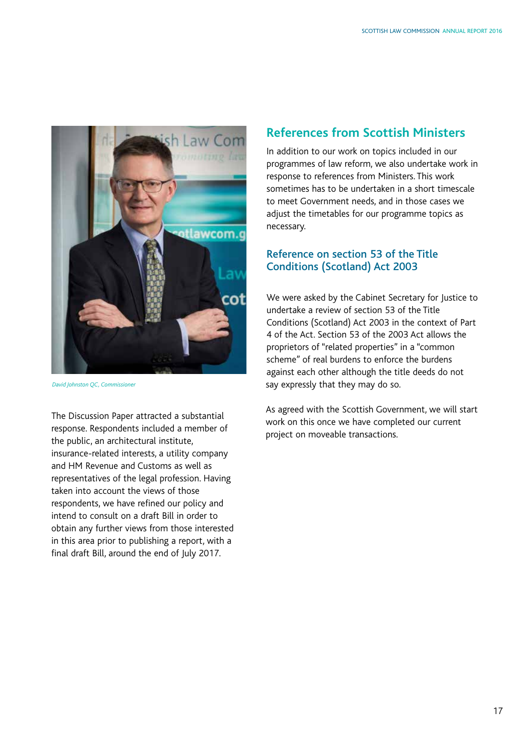*David Johnston QC, Commissioner*

The Discussion Paper attracted a substantial response. Respondents included a member of the public, an architectural institute, insurance-related interests, a utility company and HM Revenue and Customs as well as representatives of the legal profession. Having taken into account the views of those respondents, we have refined our policy and intend to consult on a draft Bill in order to obtain any further views from those interested in this area prior to publishing a report, with a final draft Bill, around the end of July 2017.

## References from Scottish Ministers

In addition to our work on topics included in our programmes of law reform, we also undertake work in response to references from Ministers. This work sometimes has to be undertaken in a short timescale to meet Government needs, and in those cases we adjust the timetables for our programme topics as necessary.

### Reference on section 53 of the Title Conditions (Scotland) Act 2003

We were asked by the Cabinet Secretary for Justice to undertake a review of section 53 of the Title Conditions (Scotland) Act 2003 in the context of Part 4 of the Act. Section 53 of the 2003 Act allows the proprietors of "related properties" in a "common scheme" of real burdens to enforce the burdens against each other although the title deeds do not say expressly that they may do so.

As agreed with the Scottish Government, we will start work on this once we have completed our current project on moveable transactions.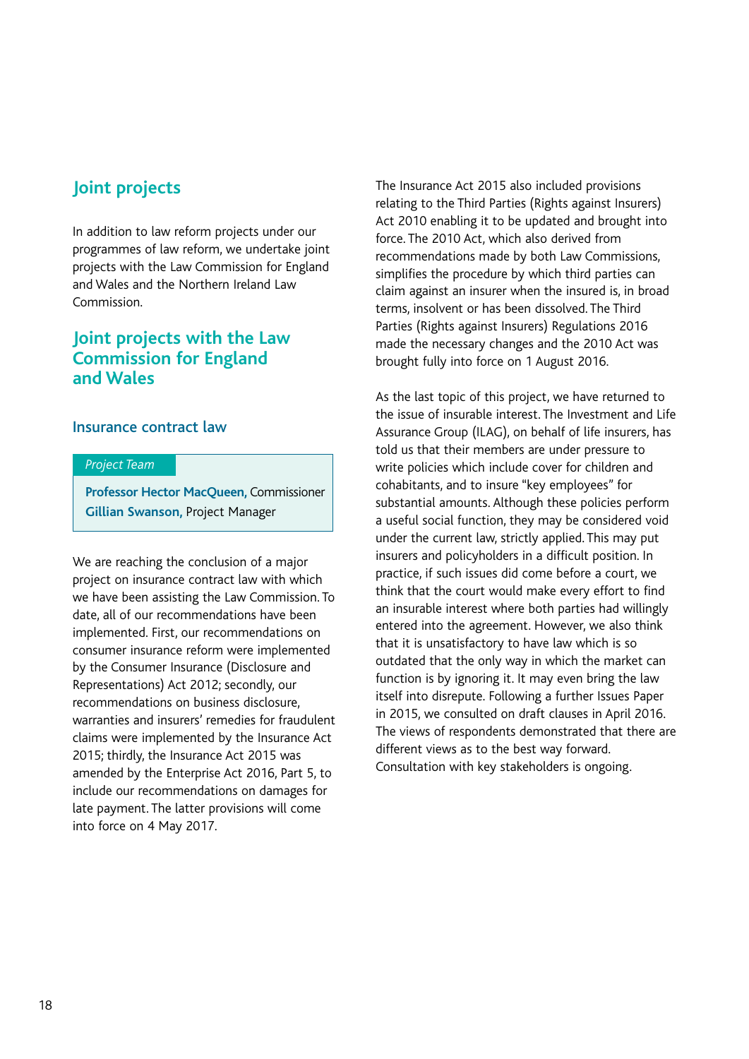## Joint projects

In addition to law reform projects under our programmes of law reform, we undertake joint projects with the Law Commission for England and Wales and the Northern Ireland Law Commission.

## Joint projects with the Law Commission for England and Wales

### Insurance contract law

*Project Team*

**Professor Hector MacQueen,** Commissioner
**Gillian Swanson,** Project Manager

We are reaching the conclusion of a major project on insurance contract law with which we have been assisting the Law Commission. To date, all of our recommendations have been implemented. First, our recommendations on consumer insurance reform were implemented by the Consumer Insurance (Disclosure and Representations) Act 2012; secondly, our recommendations on business disclosure, warranties and insurers' remedies for fraudulent claims were implemented by the Insurance Act 2015; thirdly, the Insurance Act 2015 was amended by the Enterprise Act 2016, Part 5, to include our recommendations on damages for late payment. The latter provisions will come into force on 4 May 2017.

The Insurance Act 2015 also included provisions relating to the Third Parties (Rights against Insurers) Act 2010 enabling it to be updated and brought into force. The 2010 Act, which also derived from recommendations made by both Law Commissions, simplifies the procedure by which third parties can claim against an insurer when the insured is, in broad terms, insolvent or has been dissolved. The Third Parties (Rights against Insurers) Regulations 2016 made the necessary changes and the 2010 Act was brought fully into force on 1 August 2016.

As the last topic of this project, we have returned to the issue of insurable interest. The Investment and Life Assurance Group (ILAG), on behalf of life insurers, has told us that their members are under pressure to write policies which include cover for children and cohabitants, and to insure "key employees" for substantial amounts. Although these policies perform a useful social function, they may be considered void under the current law, strictly applied. This may put insurers and policyholders in a difficult position. In practice, if such issues did come before a court, we think that the court would make every effort to find an insurable interest where both parties had willingly entered into the agreement. However, we also think that it is unsatisfactory to have law which is so outdated that the only way in which the market can function is by ignoring it. It may even bring the law itself into disrepute. Following a further Issues Paper in 2015, we consulted on draft clauses in April 2016. The views of respondents demonstrated that there are different views as to the best way forward. Consultation with key stakeholders is ongoing.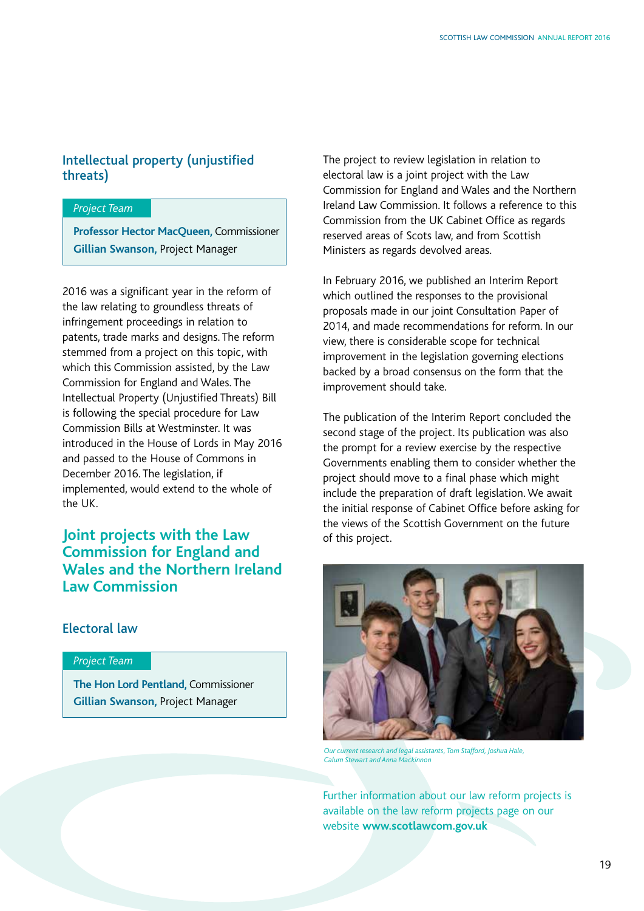## Intellectual property (unjustified threats)

*Project Team*

**Professor Hector MacQueen,** Commissioner
**Gillian Swanson,** Project Manager

2016 was a significant year in the reform of the law relating to groundless threats of infringement proceedings in relation to patents, trade marks and designs. The reform stemmed from a project on this topic, with which this Commission assisted, by the Law Commission for England and Wales. The Intellectual Property (Unjustified Threats) Bill is following the special procedure for Law Commission Bills at Westminster. It was introduced in the House of Lords in May 2016 and passed to the House of Commons in December 2016. The legislation, if implemented, would extend to the whole of the UK.

# Joint projects with the Law Commission for England and Wales and the Northern Ireland Law Commission

## Electoral law

*Project Team*

**The Hon Lord Pentland,** Commissioner
**Gillian Swanson,** Project Manager

The project to review legislation in relation to electoral law is a joint project with the Law Commission for England and Wales and the Northern Ireland Law Commission. It follows a reference to this Commission from the UK Cabinet Office as regards reserved areas of Scots law, and from Scottish Ministers as regards devolved areas.

In February 2016, we published an Interim Report which outlined the responses to the provisional proposals made in our joint Consultation Paper of 2014, and made recommendations for reform. In our view, there is considerable scope for technical improvement in the legislation governing elections backed by a broad consensus on the form that the improvement should take.

The publication of the Interim Report concluded the second stage of the project. Its publication was also the prompt for a review exercise by the respective Governments enabling them to consider whether the project should move to a final phase which might include the preparation of draft legislation. We await the initial response of Cabinet Office before asking for the views of the Scottish Government on the future of this project.

*Our current research and legal assistants, Tom Stafford, Joshua Hale, Calum Stewart and Anna Mackinnon*

Further information about our law reform projects is available on the law reform projects page on our website **www.scotlawcom.gov.uk**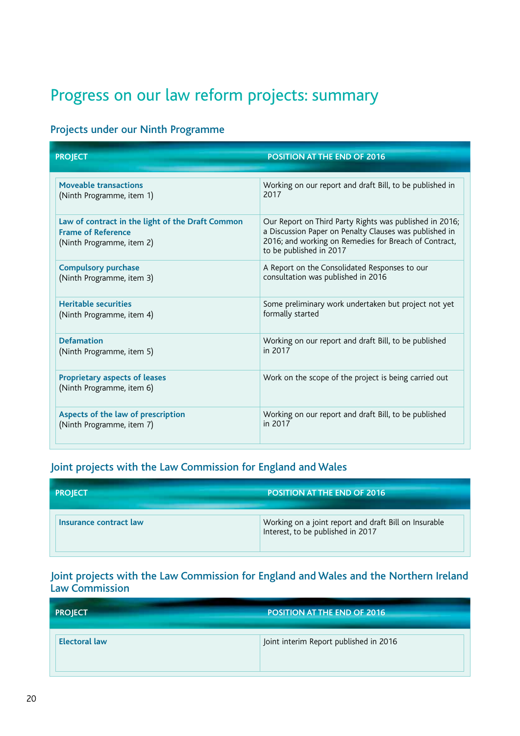# Progress on our law reform projects: summary

## Projects under our Ninth Programme

| PROJECT | POSITION AT THE END OF 2016 |
|---|---|
| **Moveable transactions** (Ninth Programme, item 1) | Working on our report and draft Bill, to be published in 2017 |
| **Law of contract in the light of the Draft Common Frame of Reference** (Ninth Programme, item 2) | Our Report on Third Party Rights was published in 2016; a Discussion Paper on Penalty Clauses was published in 2016; and working on Remedies for Breach of Contract, to be published in 2017 |
| **Compulsory purchase** (Ninth Programme, item 3) | A Report on the Consolidated Responses to our consultation was published in 2016 |
| **Heritable securities** (Ninth Programme, item 4) | Some preliminary work undertaken but project not yet formally started |
| **Defamation** (Ninth Programme, item 5) | Working on our report and draft Bill, to be published in 2017 |
| **Proprietary aspects of leases** (Ninth Programme, item 6) | Work on the scope of the project is being carried out |
| **Aspects of the law of prescription** (Ninth Programme, item 7) | Working on our report and draft Bill, to be published in 2017 |

## Joint projects with the Law Commission for England and Wales

| PROJECT | POSITION AT THE END OF 2016 |
|---|---|
| **Insurance contract law** | Working on a joint report and draft Bill on Insurable Interest, to be published in 2017 |

## Joint projects with the Law Commission for England and Wales and the Northern Ireland Law Commission

| PROJECT | POSITION AT THE END OF 2016 |
|---|---|
| **Electoral law** | Joint interim Report published in 2016 |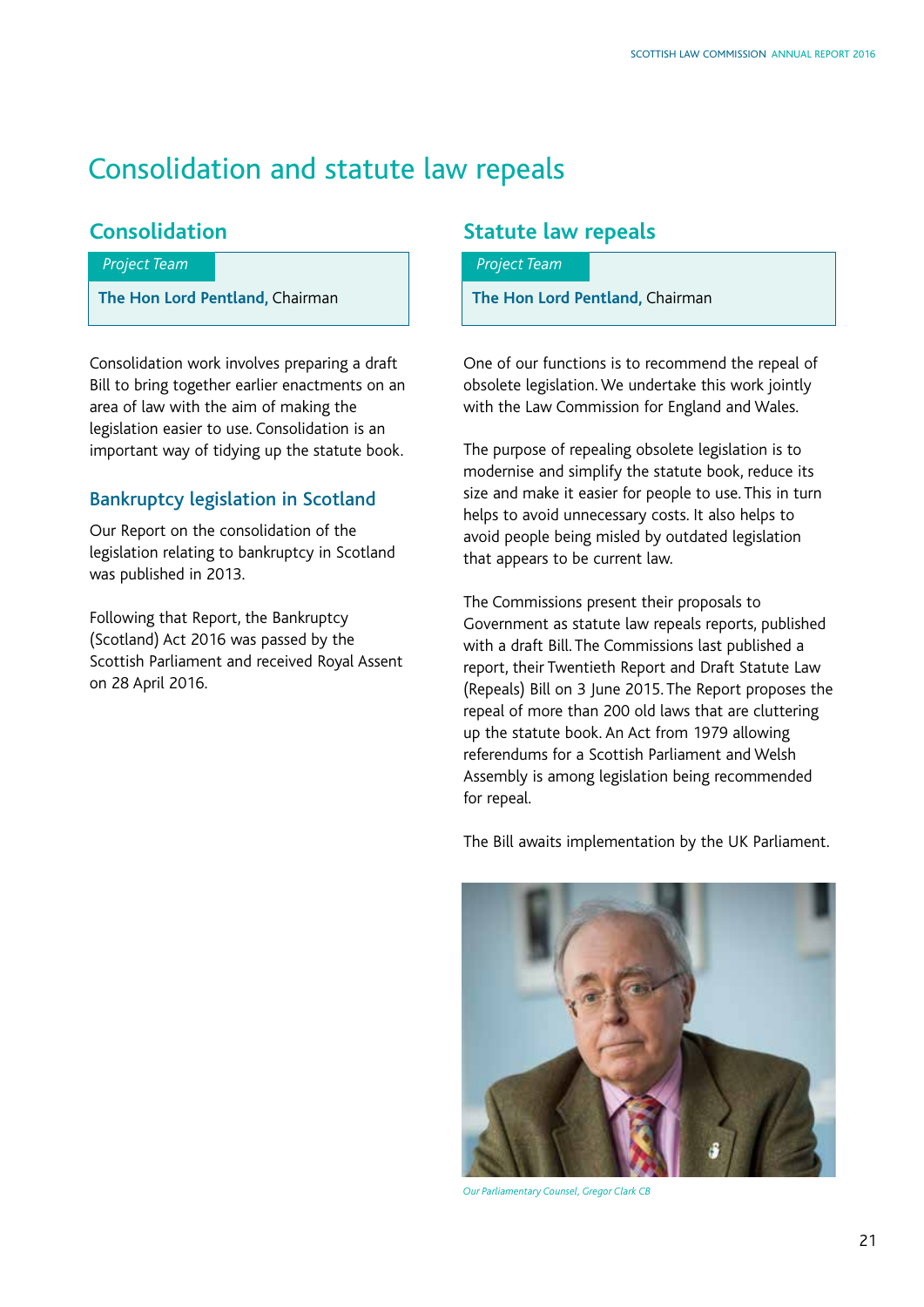# Consolidation and statute law repeals

## Consolidation

*Project Team*

**The Hon Lord Pentland,** Chairman

Consolidation work involves preparing a draft Bill to bring together earlier enactments on an area of law with the aim of making the legislation easier to use. Consolidation is an important way of tidying up the statute book.

### Bankruptcy legislation in Scotland

Our Report on the consolidation of the legislation relating to bankruptcy in Scotland was published in 2013.

Following that Report, the Bankruptcy (Scotland) Act 2016 was passed by the Scottish Parliament and received Royal Assent on 28 April 2016.

## Statute law repeals

*Project Team*

**The Hon Lord Pentland,** Chairman

One of our functions is to recommend the repeal of obsolete legislation. We undertake this work jointly with the Law Commission for England and Wales.

The purpose of repealing obsolete legislation is to modernise and simplify the statute book, reduce its size and make it easier for people to use. This in turn helps to avoid unnecessary costs. It also helps to avoid people being misled by outdated legislation that appears to be current law.

The Commissions present their proposals to Government as statute law repeals reports, published with a draft Bill. The Commissions last published a report, their Twentieth Report and Draft Statute Law (Repeals) Bill on 3 June 2015. The Report proposes the repeal of more than 200 old laws that are cluttering up the statute book. An Act from 1979 allowing referendums for a Scottish Parliament and Welsh Assembly is among legislation being recommended for repeal.

The Bill awaits implementation by the UK Parliament.

*Our Parliamentary Counsel, Gregor Clark CB*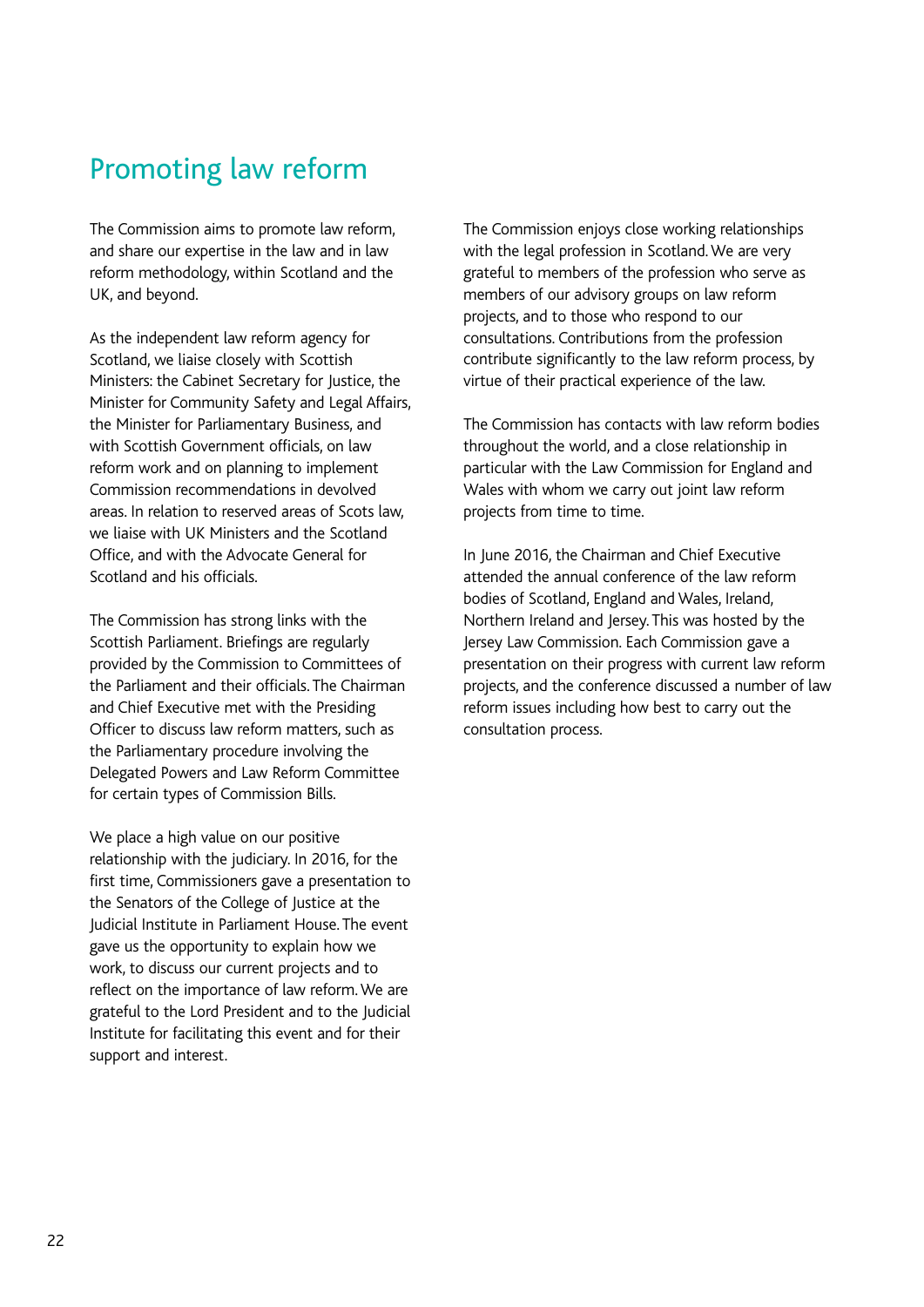# Promoting law reform

The Commission aims to promote law reform, and share our expertise in the law and in law reform methodology, within Scotland and the UK, and beyond.

As the independent law reform agency for Scotland, we liaise closely with Scottish Ministers: the Cabinet Secretary for Justice, the Minister for Community Safety and Legal Affairs, the Minister for Parliamentary Business, and with Scottish Government officials, on law reform work and on planning to implement Commission recommendations in devolved areas. In relation to reserved areas of Scots law, we liaise with UK Ministers and the Scotland Office, and with the Advocate General for Scotland and his officials.

The Commission has strong links with the Scottish Parliament. Briefings are regularly provided by the Commission to Committees of the Parliament and their officials. The Chairman and Chief Executive met with the Presiding Officer to discuss law reform matters, such as the Parliamentary procedure involving the Delegated Powers and Law Reform Committee for certain types of Commission Bills.

We place a high value on our positive relationship with the judiciary. In 2016, for the first time, Commissioners gave a presentation to the Senators of the College of Justice at the Judicial Institute in Parliament House. The event gave us the opportunity to explain how we work, to discuss our current projects and to reflect on the importance of law reform. We are grateful to the Lord President and to the Judicial Institute for facilitating this event and for their support and interest.

The Commission enjoys close working relationships with the legal profession in Scotland. We are very grateful to members of the profession who serve as members of our advisory groups on law reform projects, and to those who respond to our consultations. Contributions from the profession contribute significantly to the law reform process, by virtue of their practical experience of the law.

The Commission has contacts with law reform bodies throughout the world, and a close relationship in particular with the Law Commission for England and Wales with whom we carry out joint law reform projects from time to time.

In June 2016, the Chairman and Chief Executive attended the annual conference of the law reform bodies of Scotland, England and Wales, Ireland, Northern Ireland and Jersey. This was hosted by the Jersey Law Commission. Each Commission gave a presentation on their progress with current law reform projects, and the conference discussed a number of law reform issues including how best to carry out the consultation process.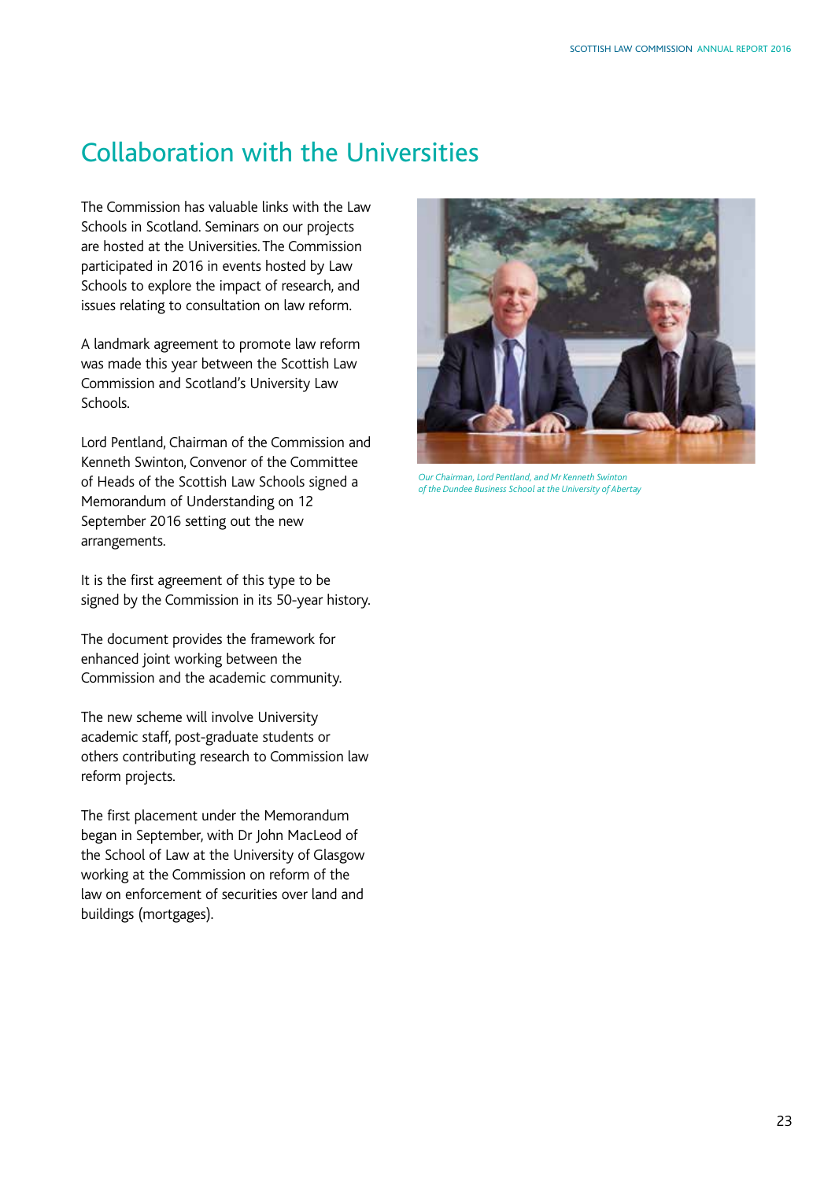# Collaboration with the Universities

The Commission has valuable links with the Law Schools in Scotland. Seminars on our projects are hosted at the Universities. The Commission participated in 2016 in events hosted by Law Schools to explore the impact of research, and issues relating to consultation on law reform.

A landmark agreement to promote law reform was made this year between the Scottish Law Commission and Scotland's University Law Schools.

Lord Pentland, Chairman of the Commission and Kenneth Swinton, Convenor of the Committee of Heads of the Scottish Law Schools signed a Memorandum of Understanding on 12 September 2016 setting out the new arrangements.

It is the first agreement of this type to be signed by the Commission in its 50-year history.

The document provides the framework for enhanced joint working between the Commission and the academic community.

The new scheme will involve University academic staff, post-graduate students or others contributing research to Commission law reform projects.

The first placement under the Memorandum began in September, with Dr John MacLeod of the School of Law at the University of Glasgow working at the Commission on reform of the law on enforcement of securities over land and buildings (mortgages).

*Our Chairman, Lord Pentland, and Mr Kenneth Swinton of the Dundee Business School at the University of Abertay*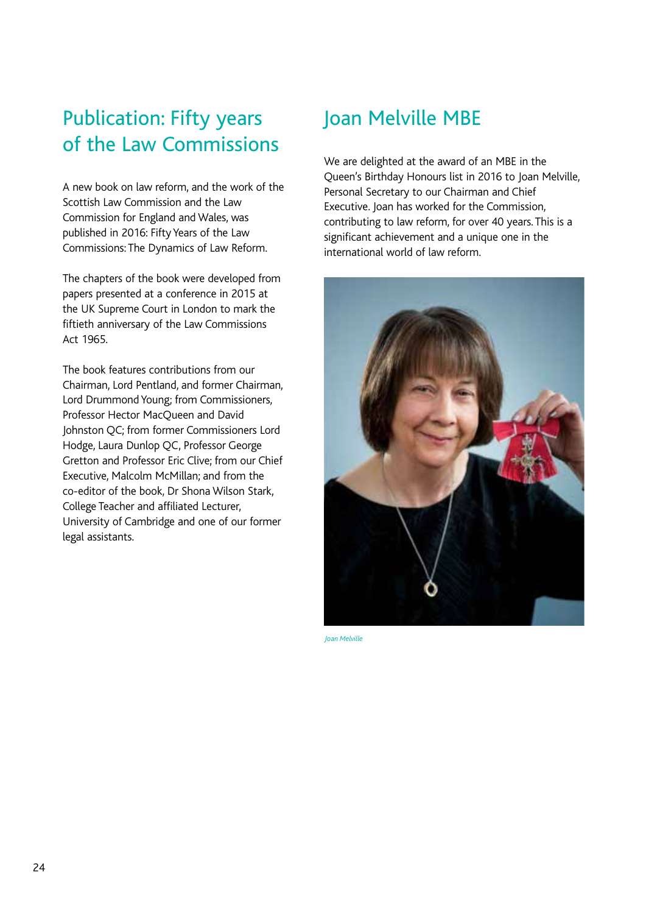## Publication: Fifty years of the Law Commissions

A new book on law reform, and the work of the Scottish Law Commission and the Law Commission for England and Wales, was published in 2016: Fifty Years of the Law Commissions: The Dynamics of Law Reform.

The chapters of the book were developed from papers presented at a conference in 2015 at the UK Supreme Court in London to mark the fiftieth anniversary of the Law Commissions Act 1965.

The book features contributions from our Chairman, Lord Pentland, and former Chairman, Lord Drummond Young; from Commissioners, Professor Hector MacQueen and David Johnston QC; from former Commissioners Lord Hodge, Laura Dunlop QC, Professor George Gretton and Professor Eric Clive; from our Chief Executive, Malcolm McMillan; and from the co-editor of the book, Dr Shona Wilson Stark, College Teacher and affiliated Lecturer, University of Cambridge and one of our former legal assistants.

## Joan Melville MBE

We are delighted at the award of an MBE in the Queen's Birthday Honours list in 2016 to Joan Melville, Personal Secretary to our Chairman and Chief Executive. Joan has worked for the Commission, contributing to law reform, for over 40 years. This is a significant achievement and a unique one in the international world of law reform.

*Joan Melville*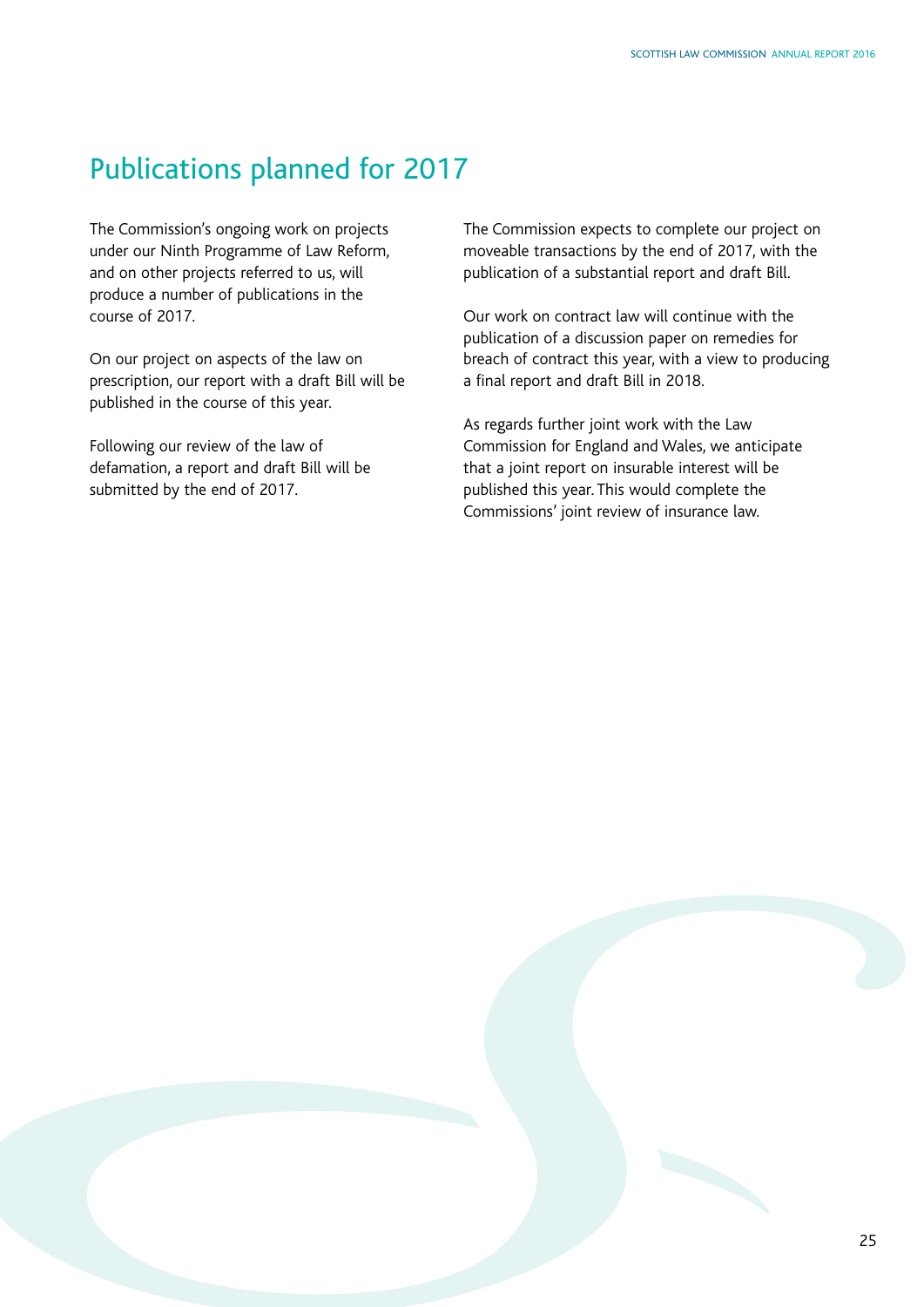# Publications planned for 2017

The Commission's ongoing work on projects under our Ninth Programme of Law Reform, and on other projects referred to us, will produce a number of publications in the course of 2017.

On our project on aspects of the law on prescription, our report with a draft Bill will be published in the course of this year.

Following our review of the law of defamation, a report and draft Bill will be submitted by the end of 2017.

The Commission expects to complete our project on moveable transactions by the end of 2017, with the publication of a substantial report and draft Bill.

Our work on contract law will continue with the publication of a discussion paper on remedies for breach of contract this year, with a view to producing a final report and draft Bill in 2018.

As regards further joint work with the Law Commission for England and Wales, we anticipate that a joint report on insurable interest will be published this year. This would complete the Commissions' joint review of insurance law.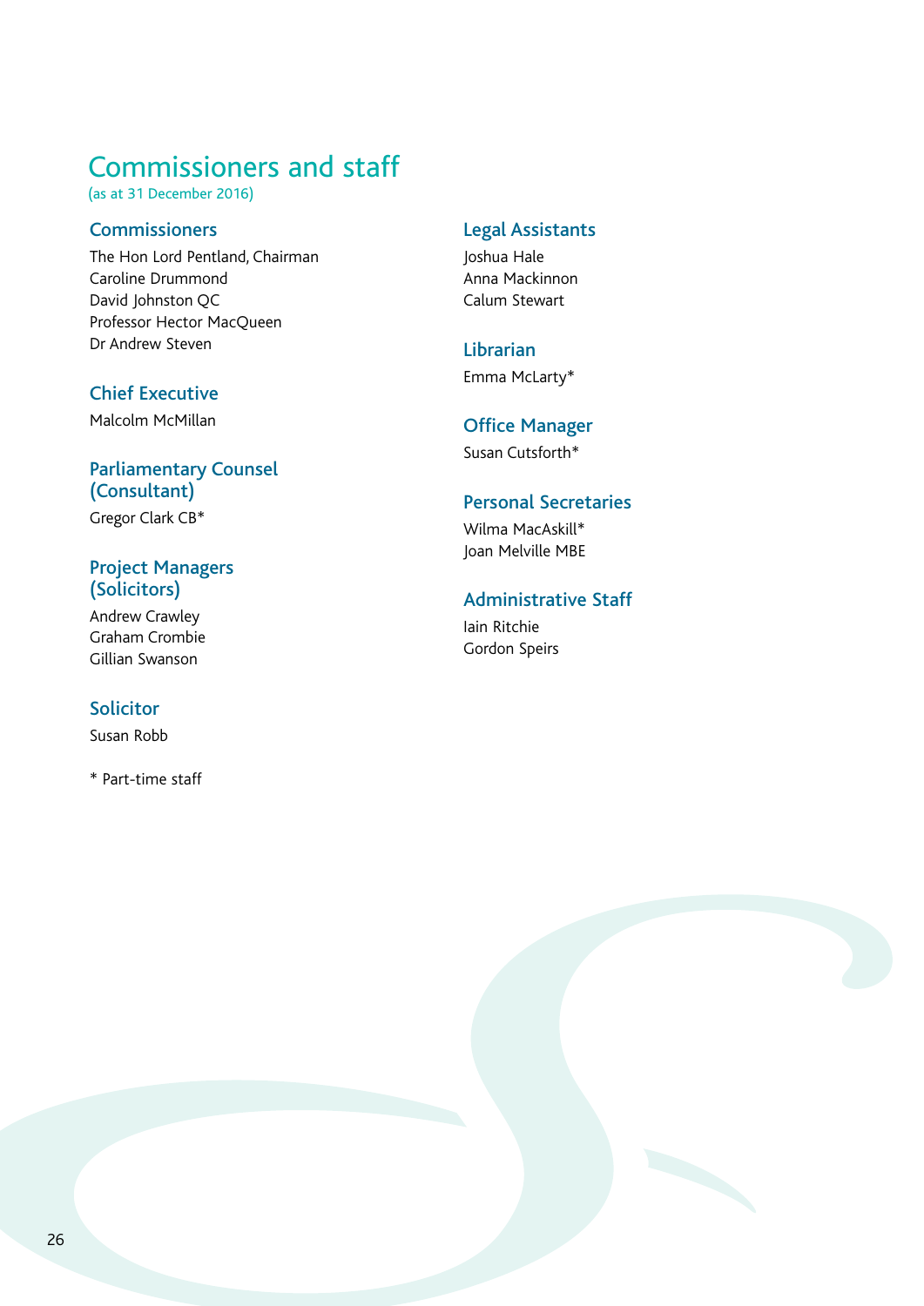# Commissioners and staff

(as at 31 December 2016)

## Commissioners

The Hon Lord Pentland, Chairman
Caroline Drummond
David Johnston QC
Professor Hector MacQueen
Dr Andrew Steven

## Chief Executive

Malcolm McMillan

## Parliamentary Counsel (Consultant)

Gregor Clark CB*

## Project Managers (Solicitors)

Andrew Crawley
Graham Crombie
Gillian Swanson

## Solicitor

Susan Robb

* Part-time staff

## Legal Assistants

Joshua Hale
Anna Mackinnon
Calum Stewart

## Librarian

Emma McLarty*

## Office Manager

Susan Cutsforth*

## Personal Secretaries

Wilma MacAskill*
Joan Melville MBE

## Administrative Staff

Iain Ritchie
Gordon Speirs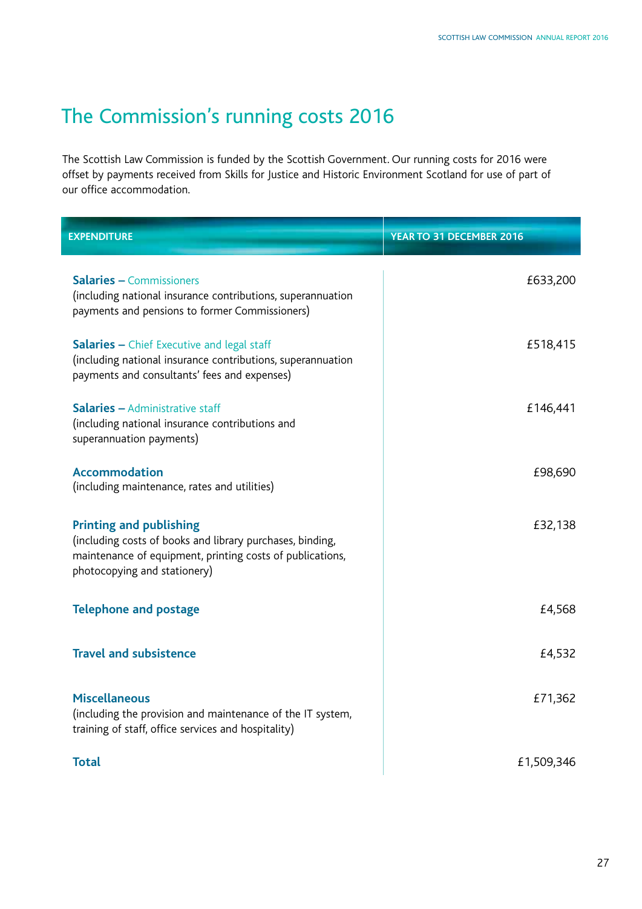# The Commission's running costs 2016

The Scottish Law Commission is funded by the Scottish Government. Our running costs for 2016 were offset by payments received from Skills for Justice and Historic Environment Scotland for use of part of our office accommodation.

| EXPENDITURE | YEAR TO 31 DECEMBER 2016 |
|---|---|
| **Salaries –** Commissioners (including national insurance contributions, superannuation payments and pensions to former Commissioners) | £633,200 |
| **Salaries –** Chief Executive and legal staff (including national insurance contributions, superannuation payments and consultants' fees and expenses) | £518,415 |
| **Salaries –** Administrative staff (including national insurance contributions and superannuation payments) | £146,441 |
| **Accommodation** (including maintenance, rates and utilities) | £98,690 |
| **Printing and publishing** (including costs of books and library purchases, binding, maintenance of equipment, printing costs of publications, photocopying and stationery) | £32,138 |
| **Telephone and postage** | £4,568 |
| **Travel and subsistence** | £4,532 |
| **Miscellaneous** (including the provision and maintenance of the IT system, training of staff, office services and hospitality) | £71,362 |
| **Total** | £1,509,346 |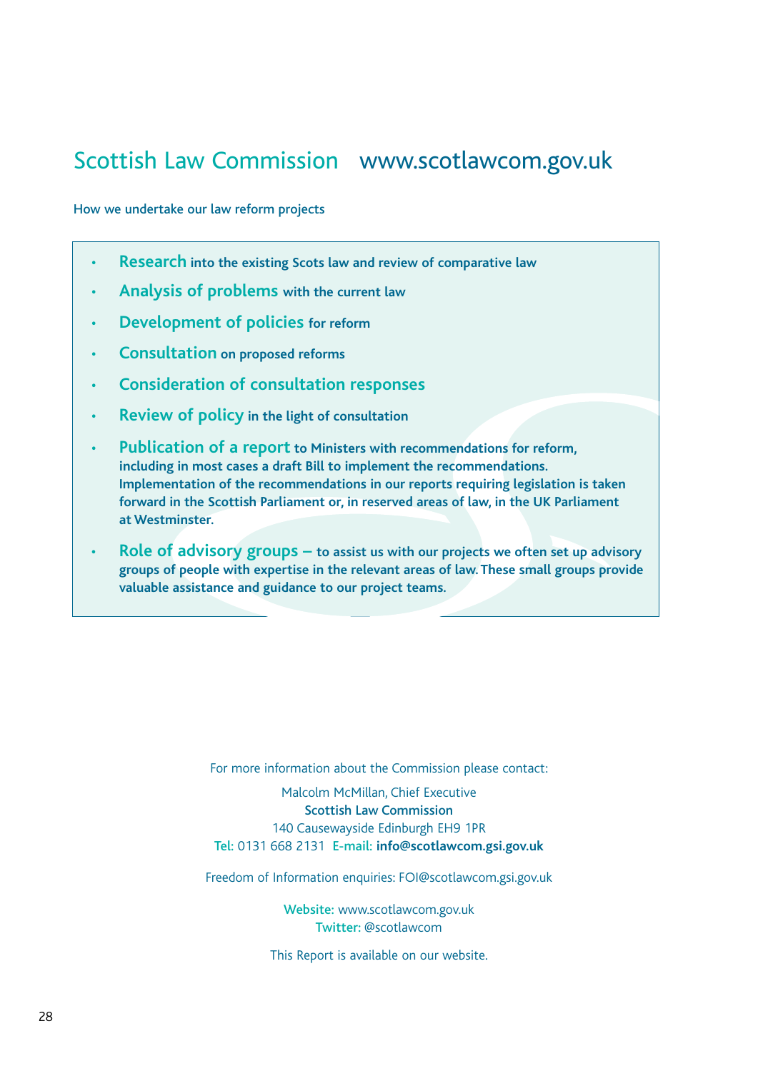# Scottish Law Commission www.scotlawcom.gov.uk

How we undertake our law reform projects

- **Research** into the existing Scots law and review of comparative law
- **Analysis of problems** with the current law
- **Development of policies** for reform
- **Consultation** on proposed reforms
- **Consideration of consultation responses**
- **Review of policy** in the light of consultation
- **Publication of a report** to Ministers with recommendations for reform, including in most cases a draft Bill to implement the recommendations. Implementation of the recommendations in our reports requiring legislation is taken forward in the Scottish Parliament or, in reserved areas of law, in the UK Parliament at Westminster.
- **Role of advisory groups** – to assist us with our projects we often set up advisory groups of people with expertise in the relevant areas of law. These small groups provide valuable assistance and guidance to our project teams.

For more information about the Commission please contact:

Malcolm McMillan, Chief Executive
Scottish Law Commission
140 Causewayside Edinburgh EH9 1PR
Tel: 0131 668 2131 E-mail: **info@scotlawcom.gsi.gov.uk**

Freedom of Information enquiries: FOI@scotlawcom.gsi.gov.uk

Website: www.scotlawcom.gov.uk
Twitter: @scotlawcom

This Report is available on our website.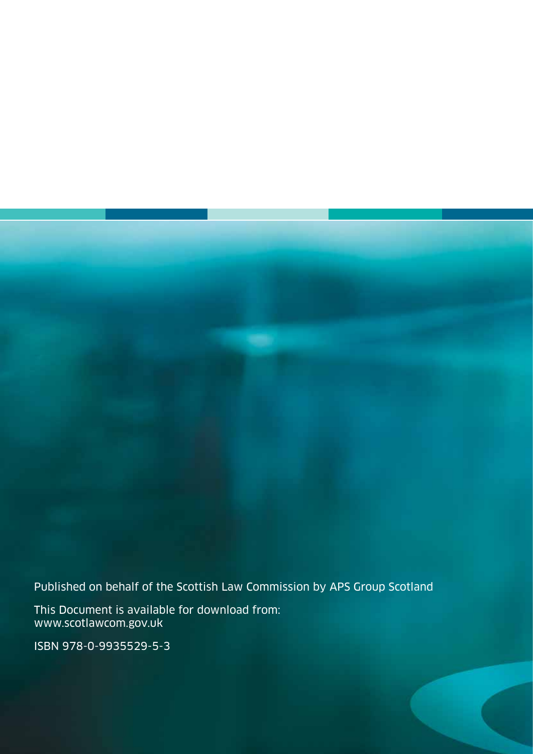Published on behalf of the Scottish Law Commission by APS Group Scotland

This Document is available for download from:
www.scotlawcom.gov.uk

ISBN 978-0-9935529-5-3